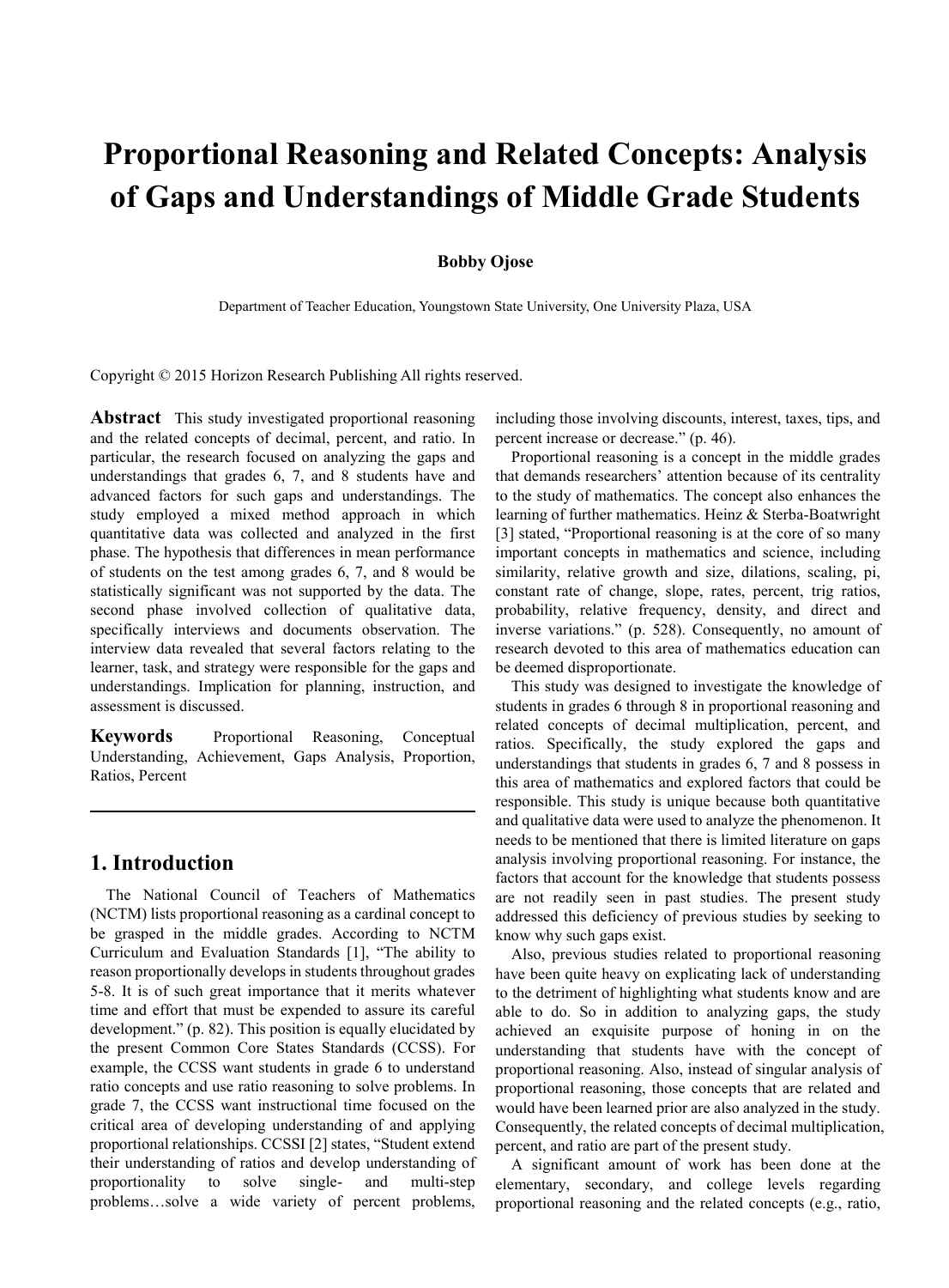# Proportional Reasoning and Related Concepts: Analysis of Gaps and Understandings of Middle Grade Students

**Bobby Ojose**

Department of Teacher Education, Youngstown State University, One University Plaza, USA

Copyright © 2015 Horizon Research Publishing All rights reserved.

**Abstract** This study investigated proportional reasoning and the related concepts of decimal, percent, and ratio. In particular, the research focused on analyzing the gaps and understandings that grades 6, 7, and 8 students have and advanced factors for such gaps and understandings. The study employed a mixed method approach in which quantitative data was collected and analyzed in the first phase. The hypothesis that differences in mean performance of students on the test among grades 6, 7, and 8 would be statistically significant was not supported by the data. The second phase involved collection of qualitative data, specifically interviews and documents observation. The interview data revealed that several factors relating to the learner, task, and strategy were responsible for the gaps and understandings. Implication for planning, instruction, and assessment is discussed.

**Keywords** Proportional Reasoning, Conceptual Understanding, Achievement, Gaps Analysis, Proportion, Ratios, Percent

## 1. Introduction

The National Council of Teachers of Mathematics (NCTM) lists proportional reasoning as a cardinal concept to be grasped in the middle grades. According to NCTM Curriculum and Evaluation Standards [1], "The ability to reason proportionally develops in students throughout grades 5-8. It is of such great importance that it merits whatever time and effort that must be expended to assure its careful development." (p. 82). This position is equally elucidated by the present Common Core States Standards (CCSS). For example, the CCSS want students in grade 6 to understand ratio concepts and use ratio reasoning to solve problems. In grade 7, the CCSS want instructional time focused on the critical area of developing understanding of and applying proportional relationships. CCSSI [2] states, "Student extend their understanding of ratios and develop understanding of proportionality to solve single- and multi-step problems…solve a wide variety of percent problems, including those involving discounts, interest, taxes, tips, and percent increase or decrease." (p. 46).

Proportional reasoning is a concept in the middle grades that demands researchers' attention because of its centrality to the study of mathematics. The concept also enhances the learning of further mathematics. Heinz & Sterba-Boatwright [3] stated, "Proportional reasoning is at the core of so many important concepts in mathematics and science, including similarity, relative growth and size, dilations, scaling, pi, constant rate of change, slope, rates, percent, trig ratios, probability, relative frequency, density, and direct and inverse variations." (p. 528). Consequently, no amount of research devoted to this area of mathematics education can be deemed disproportionate.

This study was designed to investigate the knowledge of students in grades 6 through 8 in proportional reasoning and related concepts of decimal multiplication, percent, and ratios. Specifically, the study explored the gaps and understandings that students in grades 6, 7 and 8 possess in this area of mathematics and explored factors that could be responsible. This study is unique because both quantitative and qualitative data were used to analyze the phenomenon. It needs to be mentioned that there is limited literature on gaps analysis involving proportional reasoning. For instance, the factors that account for the knowledge that students possess are not readily seen in past studies. The present study addressed this deficiency of previous studies by seeking to know why such gaps exist.

Also, previous studies related to proportional reasoning have been quite heavy on explicating lack of understanding to the detriment of highlighting what students know and are able to do. So in addition to analyzing gaps, the study achieved an exquisite purpose of honing in on the understanding that students have with the concept of proportional reasoning. Also, instead of singular analysis of proportional reasoning, those concepts that are related and would have been learned prior are also analyzed in the study. Consequently, the related concepts of decimal multiplication, percent, and ratio are part of the present study.

A significant amount of work has been done at the elementary, secondary, and college levels regarding proportional reasoning and the related concepts (e.g., ratio,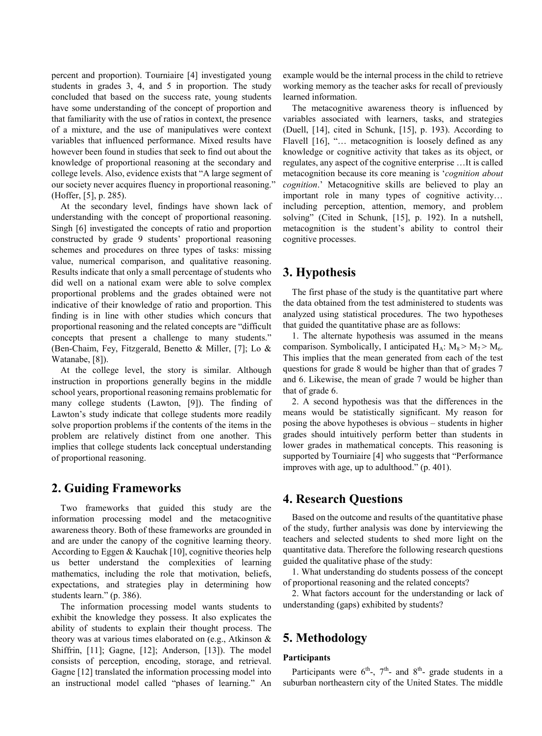percent and proportion). Tourniaire [4] investigated young students in grades 3, 4, and 5 in proportion. The study concluded that based on the success rate, young students have some understanding of the concept of proportion and that familiarity with the use of ratios in context, the presence of a mixture, and the use of manipulatives were context variables that influenced performance. Mixed results have however been found in studies that seek to find out about the knowledge of proportional reasoning at the secondary and college levels. Also, evidence exists that "A large segment of our society never acquires fluency in proportional reasoning." (Hoffer, [5], p. 285).

At the secondary level, findings have shown lack of understanding with the concept of proportional reasoning. Singh [6] investigated the concepts of ratio and proportion constructed by grade 9 students' proportional reasoning schemes and procedures on three types of tasks: missing value, numerical comparison, and qualitative reasoning. Results indicate that only a small percentage of students who did well on a national exam were able to solve complex proportional problems and the grades obtained were not indicative of their knowledge of ratio and proportion. This finding is in line with other studies which concurs that proportional reasoning and the related concepts are "difficult concepts that present a challenge to many students." (Ben-Chaim, Fey, Fitzgerald, Benetto & Miller, [7]; Lo & Watanabe, [8]).

At the college level, the story is similar. Although instruction in proportions generally begins in the middle school years, proportional reasoning remains problematic for many college students (Lawton, [9]). The finding of Lawton's study indicate that college students more readily solve proportion problems if the contents of the items in the problem are relatively distinct from one another. This implies that college students lack conceptual understanding of proportional reasoning.

## 2. Guiding Frameworks

Two frameworks that guided this study are the information processing model and the metacognitive awareness theory. Both of these frameworks are grounded in and are under the canopy of the cognitive learning theory. According to Eggen & Kauchak [10], cognitive theories help us better understand the complexities of learning mathematics, including the role that motivation, beliefs, expectations, and strategies play in determining how students learn." (p. 386).

The information processing model wants students to exhibit the knowledge they possess. It also explicates the ability of students to explain their thought process. The theory was at various times elaborated on (e.g., Atkinson & Shiffrin, [11]; Gagne, [12]; Anderson, [13]). The model consists of perception, encoding, storage, and retrieval. Gagne [12] translated the information processing model into an instructional model called "phases of learning." An example would be the internal process in the child to retrieve working memory as the teacher asks for recall of previously learned information.

The metacognitive awareness theory is influenced by variables associated with learners, tasks, and strategies (Duell, [14], cited in Schunk, [15], p. 193). According to Flavell [16], "… metacognition is loosely defined as any knowledge or cognitive activity that takes as its object, or regulates, any aspect of the cognitive enterprise …It is called metacognition because its core meaning is '*cognition about cognition*.' Metacognitive skills are believed to play an important role in many types of cognitive activity… including perception, attention, memory, and problem solving" (Cited in Schunk, [15], p. 192). In a nutshell, metacognition is the student's ability to control their cognitive processes.

## 3. Hypothesis

The first phase of the study is the quantitative part where the data obtained from the test administered to students was analyzed using statistical procedures. The two hypotheses that guided the quantitative phase are as follows:

1. The alternate hypothesis was assumed in the means comparison. Symbolically, I anticipated $H_A$: $M_8 > M_7 > M_6$. This implies that the mean generated from each of the test questions for grade 8 would be higher than that of grades 7 and 6. Likewise, the mean of grade 7 would be higher than that of grade 6.

2. A second hypothesis was that the differences in the means would be statistically significant. My reason for posing the above hypotheses is obvious – students in higher grades should intuitively perform better than students in lower grades in mathematical concepts. This reasoning is supported by Tourniaire [4] who suggests that "Performance improves with age, up to adulthood." (p. 401).

## 4. Research Questions

Based on the outcome and results of the quantitative phase of the study, further analysis was done by interviewing the teachers and selected students to shed more light on the quantitative data. Therefore the following research questions guided the qualitative phase of the study:

1. What understanding do students possess of the concept of proportional reasoning and the related concepts?

2. What factors account for the understanding or lack of understanding (gaps) exhibited by students?

## 5. Methodology

### Participants

Participants were 6th-, 7th- and 8th- grade students in a suburban northeastern city of the United States. The middle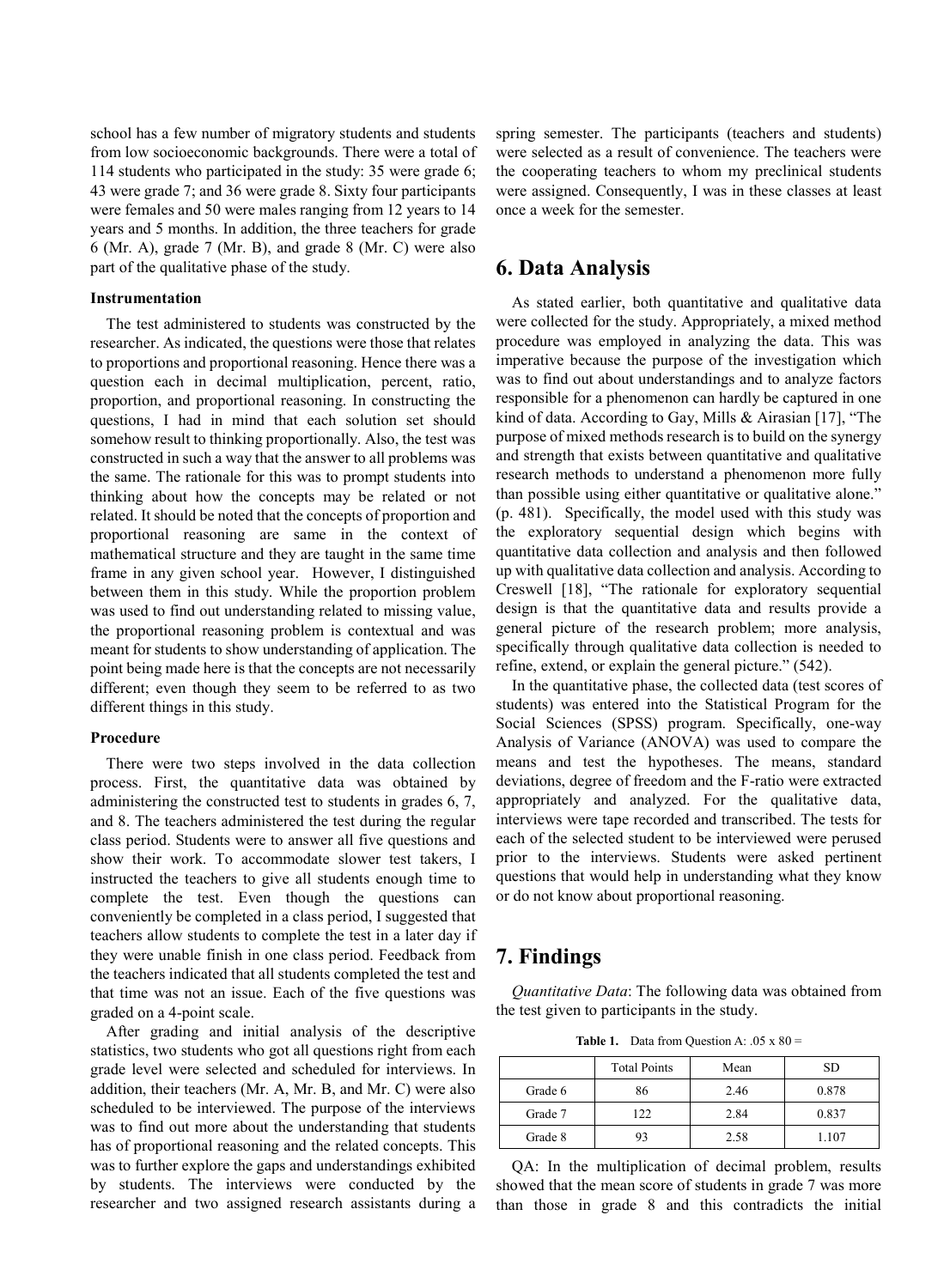school has a few number of migratory students and students from low socioeconomic backgrounds. There were a total of 114 students who participated in the study: 35 were grade 6; 43 were grade 7; and 36 were grade 8. Sixty four participants were females and 50 were males ranging from 12 years to 14 years and 5 months. In addition, the three teachers for grade 6 (Mr. A), grade 7 (Mr. B), and grade 8 (Mr. C) were also part of the qualitative phase of the study.

**Instrumentation**

The test administered to students was constructed by the researcher. As indicated, the questions were those that relates to proportions and proportional reasoning. Hence there was a question each in decimal multiplication, percent, ratio, proportion, and proportional reasoning. In constructing the questions, I had in mind that each solution set should somehow result to thinking proportionally. Also, the test was constructed in such a way that the answer to all problems was the same. The rationale for this was to prompt students into thinking about how the concepts may be related or not related. It should be noted that the concepts of proportion and proportional reasoning are same in the context of mathematical structure and they are taught in the same time frame in any given school year. However, I distinguished between them in this study. While the proportion problem was used to find out understanding related to missing value, the proportional reasoning problem is contextual and was meant for students to show understanding of application. The point being made here is that the concepts are not necessarily different; even though they seem to be referred to as two different things in this study.

**Procedure**

There were two steps involved in the data collection process. First, the quantitative data was obtained by administering the constructed test to students in grades 6, 7, and 8. The teachers administered the test during the regular class period. Students were to answer all five questions and show their work. To accommodate slower test takers, I instructed the teachers to give all students enough time to complete the test. Even though the questions can conveniently be completed in a class period, I suggested that teachers allow students to complete the test in a later day if they were unable finish in one class period. Feedback from the teachers indicated that all students completed the test and that time was not an issue. Each of the five questions was graded on a 4-point scale.

After grading and initial analysis of the descriptive statistics, two students who got all questions right from each grade level were selected and scheduled for interviews. In addition, their teachers (Mr. A, Mr. B, and Mr. C) were also scheduled to be interviewed. The purpose of the interviews was to find out more about the understanding that students has of proportional reasoning and the related concepts. This was to further explore the gaps and understandings exhibited by students. The interviews were conducted by the researcher and two assigned research assistants during a spring semester. The participants (teachers and students) were selected as a result of convenience. The teachers were the cooperating teachers to whom my preclinical students were assigned. Consequently, I was in these classes at least once a week for the semester.

## 6. Data Analysis

As stated earlier, both quantitative and qualitative data were collected for the study. Appropriately, a mixed method procedure was employed in analyzing the data. This was imperative because the purpose of the investigation which was to find out about understandings and to analyze factors responsible for a phenomenon can hardly be captured in one kind of data. According to Gay, Mills & Airasian [17], "The purpose of mixed methods research is to build on the synergy and strength that exists between quantitative and qualitative research methods to understand a phenomenon more fully than possible using either quantitative or qualitative alone." (p. 481). Specifically, the model used with this study was the exploratory sequential design which begins with quantitative data collection and analysis and then followed up with qualitative data collection and analysis. According to Creswell [18], "The rationale for exploratory sequential design is that the quantitative data and results provide a general picture of the research problem; more analysis, specifically through qualitative data collection is needed to refine, extend, or explain the general picture." (542).

In the quantitative phase, the collected data (test scores of students) was entered into the Statistical Program for the Social Sciences (SPSS) program. Specifically, one-way Analysis of Variance (ANOVA) was used to compare the means and test the hypotheses. The means, standard deviations, degree of freedom and the F-ratio were extracted appropriately and analyzed. For the qualitative data, interviews were tape recorded and transcribed. The tests for each of the selected student to be interviewed were perused prior to the interviews. Students were asked pertinent questions that would help in understanding what they know or do not know about proportional reasoning.

## 7. Findings

*Quantitative Data*: The following data was obtained from the test given to participants in the study.

**Table 1.** Data from Question A: .05 x 80 =

| | Total Points | Mean | SD |
|---|---|---|---|
| Grade 6 | 86 | 2.46 | 0.878 |
| Grade 7 | 122 | 2.84 | 0.837 |
| Grade 8 | 93 | 2.58 | 1.107 |

QA: In the multiplication of decimal problem, results showed that the mean score of students in grade 7 was more than those in grade 8 and this contradicts the initial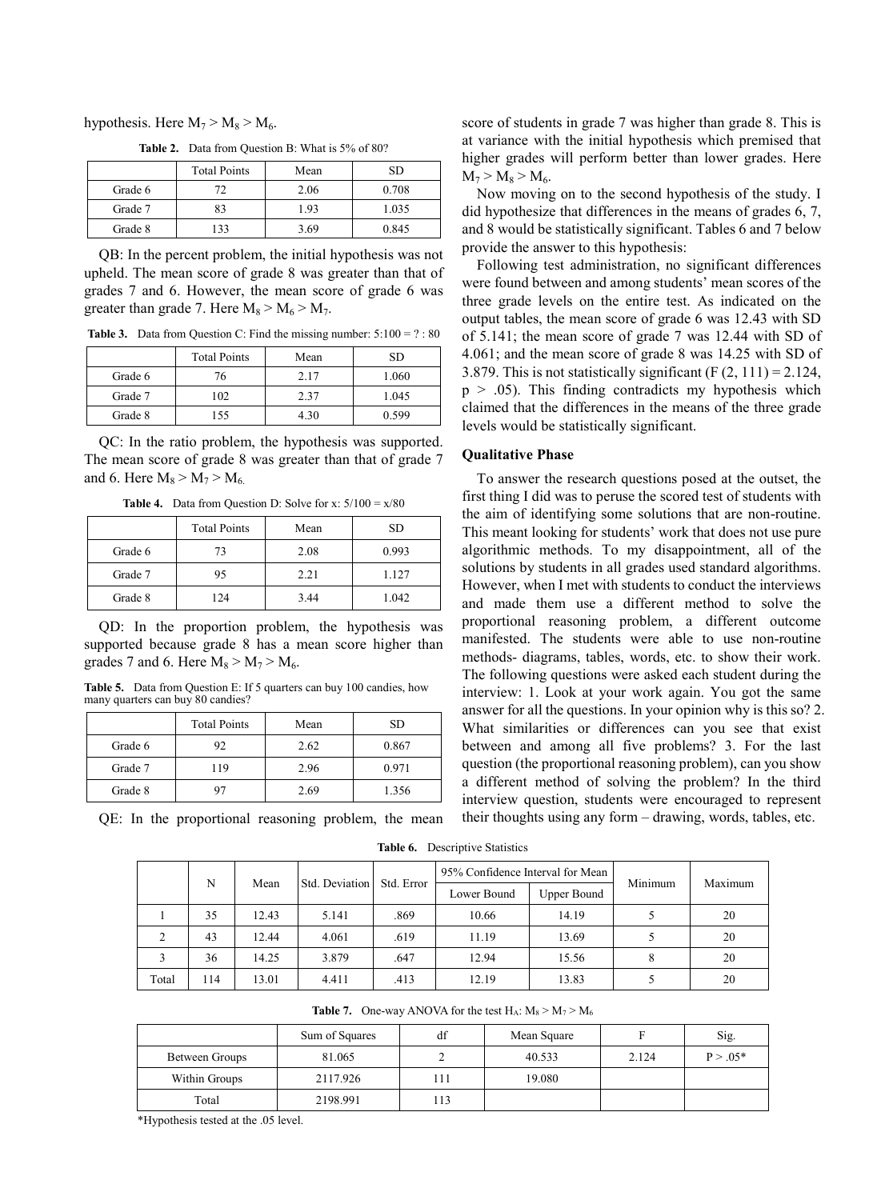hypothesis. Here $M_7 > M_8 > M_6$.

**Table 2.** Data from Question B: What is 5% of 80?

| | Total Points | Mean | SD |
|---|---|---|---|
| Grade 6 | 72 | 2.06 | 0.708 |
| Grade 7 | 83 | 1.93 | 1.035 |
| Grade 8 | 133 | 3.69 | 0.845 |

QB: In the percent problem, the initial hypothesis was not upheld. The mean score of grade 8 was greater than that of grades 7 and 6. However, the mean score of grade 6 was greater than grade 7. Here $M_8 > M_6 > M_7$.

**Table 3.** Data from Question C: Find the missing number: 5:100 = ? : 80

| | Total Points | Mean | SD |
|---|---|---|---|
| Grade 6 | 76 | 2.17 | 1.060 |
| Grade 7 | 102 | 2.37 | 1.045 |
| Grade 8 | 155 | 4.30 | 0.599 |

QC: In the ratio problem, the hypothesis was supported. The mean score of grade 8 was greater than that of grade 7 and 6. Here $M_8 > M_7 > M_6$.

**Table 4.** Data from Question D: Solve for x: 5/100 = x/80

| | Total Points | Mean | SD |
|---|---|---|---|
| Grade 6 | 73 | 2.08 | 0.993 |
| Grade 7 | 95 | 2.21 | 1.127 |
| Grade 8 | 124 | 3.44 | 1.042 |

QD: In the proportion problem, the hypothesis was supported because grade 8 has a mean score higher than grades 7 and 6. Here $M_8 > M_7 > M_6$.

**Table 5.** Data from Question E: If 5 quarters can buy 100 candies, how many quarters can buy 80 candies?

| | Total Points | Mean | SD |
|---|---|---|---|
| Grade 6 | 92 | 2.62 | 0.867 |
| Grade 7 | 119 | 2.96 | 0.971 |
| Grade 8 | 97 | 2.69 | 1.356 |

QE: In the proportional reasoning problem, the mean score of students in grade 7 was higher than grade 8. This is at variance with the initial hypothesis which premised that higher grades will perform better than lower grades. Here $M_7 > M_8 > M_6$.

Now moving on to the second hypothesis of the study. I did hypothesize that differences in the means of grades 6, 7, and 8 would be statistically significant. Tables 6 and 7 below provide the answer to this hypothesis:

Following test administration, no significant differences were found between and among students' mean scores of the three grade levels on the entire test. As indicated on the output tables, the mean score of grade 6 was 12.43 with SD of 5.141; the mean score of grade 7 was 12.44 with SD of 4.061; and the mean score of grade 8 was 14.25 with SD of 3.879. This is not statistically significant ($F(2, 111) = 2.124$, $p > .05$). This finding contradicts my hypothesis which claimed that the differences in the means of the three grade levels would be statistically significant.

### Qualitative Phase

To answer the research questions posed at the outset, the first thing I did was to peruse the scored test of students with the aim of identifying some solutions that are non-routine. This meant looking for students' work that does not use pure algorithmic methods. To my disappointment, all of the solutions by students in all grades used standard algorithms. However, when I met with students to conduct the interviews and made them use a different method to solve the proportional reasoning problem, a different outcome manifested. The students were able to use non-routine methods- diagrams, tables, words, etc. to show their work. The following questions were asked each student during the interview: 1. Look at your work again. You got the same answer for all the questions. In your opinion why is this so? 2. What similarities or differences can you see that exist between and among all five problems? 3. For the last question (the proportional reasoning problem), can you show a different method of solving the problem? In the third interview question, students were encouraged to represent their thoughts using any form – drawing, words, tables, etc.

**Table 6.** Descriptive Statistics

| | N | Mean | Std. Deviation | Std. Error | 95% Confidence Interval for Mean | | Minimum | Maximum |
|---|---|---|---|---|---|---|---|---|
| | | | | | Lower Bound | Upper Bound | | |
| 1 | 35 | 12.43 | 5.141 | .869 | 10.66 | 14.19 | 5 | 20 |
| 2 | 43 | 12.44 | 4.061 | .619 | 11.19 | 13.69 | 5 | 20 |
| 3 | 36 | 14.25 | 3.879 | .647 | 12.94 | 15.56 | 8 | 20 |
| Total | 114 | 13.01 | 4.411 | .413 | 12.19 | 13.83 | 5 | 20 |

**Table 7.** One-way ANOVA for the test $H_A$: $M_8 > M_7 > M_6$

| | Sum of Squares | df | Mean Square | F | Sig. |
|---|---|---|---|---|---|
| Between Groups | 81.065 | 2 | 40.533 | 2.124 | P > .05* |
| Within Groups | 2117.926 | 111 | 19.080 | | |
| Total | 2198.991 | 113 | | | |

*Hypothesis tested at the .05 level.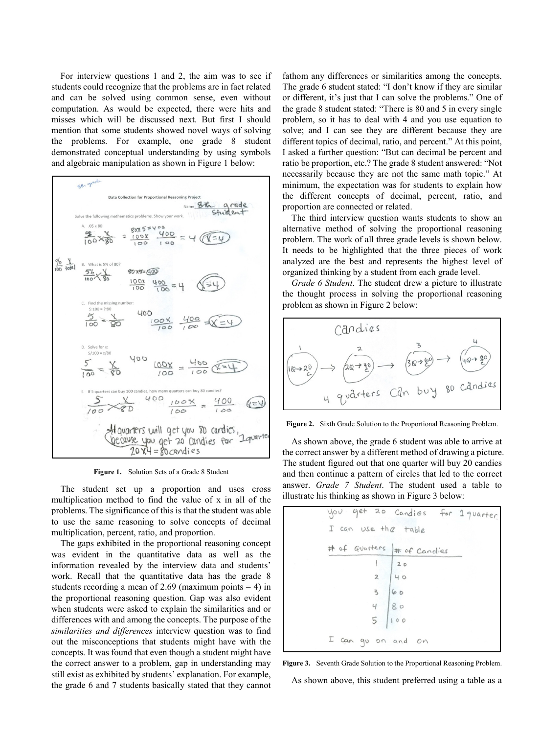For interview questions 1 and 2, the aim was to see if students could recognize that the problems are in fact related and can be solved using common sense, even without computation. As would be expected, there were hits and misses which will be discussed next. But first I should mention that some students showed novel ways of solving the problems. For example, one grade 8 student demonstrated conceptual understanding by using symbols and algebraic manipulation as shown in Figure 1 below:

**Figure 1.** Solution Sets of a Grade 8 Student

The student set up a proportion and uses cross multiplication method to find the value of x in all of the problems. The significance of this is that the student was able to use the same reasoning to solve concepts of decimal multiplication, percent, ratio, and proportion.

The gaps exhibited in the proportional reasoning concept was evident in the quantitative data as well as the information revealed by the interview data and students' work. Recall that the quantitative data has the grade 8 students recording a mean of 2.69 (maximum points = 4) in the proportional reasoning question. Gap was also evident when students were asked to explain the similarities and or differences with and among the concepts. The purpose of the *similarities and differences* interview question was to find out the misconceptions that students might have with the concepts. It was found that even though a student might have the correct answer to a problem, gap in understanding may still exist as exhibited by students' explanation. For example, the grade 6 and 7 students basically stated that they cannot fathom any differences or similarities among the concepts. The grade 6 student stated: "I don't know if they are similar or different, it's just that I can solve the problems." One of the grade 8 student stated: "There is 80 and 5 in every single problem, so it has to deal with 4 and you use equation to solve; and I can see they are different because they are different topics of decimal, ratio, and percent." At this point, I asked a further question: "But can decimal be percent and ratio be proportion, etc.? The grade 8 student answered: "Not necessarily because they are not the same math topic." At minimum, the expectation was for students to explain how the different concepts of decimal, percent, ratio, and proportion are connected or related.

The third interview question wants students to show an alternative method of solving the proportional reasoning problem. The work of all three grade levels is shown below. It needs to be highlighted that the three pieces of work analyzed are the best and represents the highest level of organized thinking by a student from each grade level.

*Grade 6 Student*. The student drew a picture to illustrate the thought process in solving the proportional reasoning problem as shown in Figure 2 below:

**Figure 2.** Sixth Grade Solution to the Proportional Reasoning Problem.

As shown above, the grade 6 student was able to arrive at the correct answer by a different method of drawing a picture. The student figured out that one quarter will buy 20 candies and then continue a pattern of circles that led to the correct answer. *Grade 7 Student*. The student used a table to illustrate his thinking as shown in Figure 3 below:

**Figure 3.** Seventh Grade Solution to the Proportional Reasoning Problem.

As shown above, this student preferred using a table as a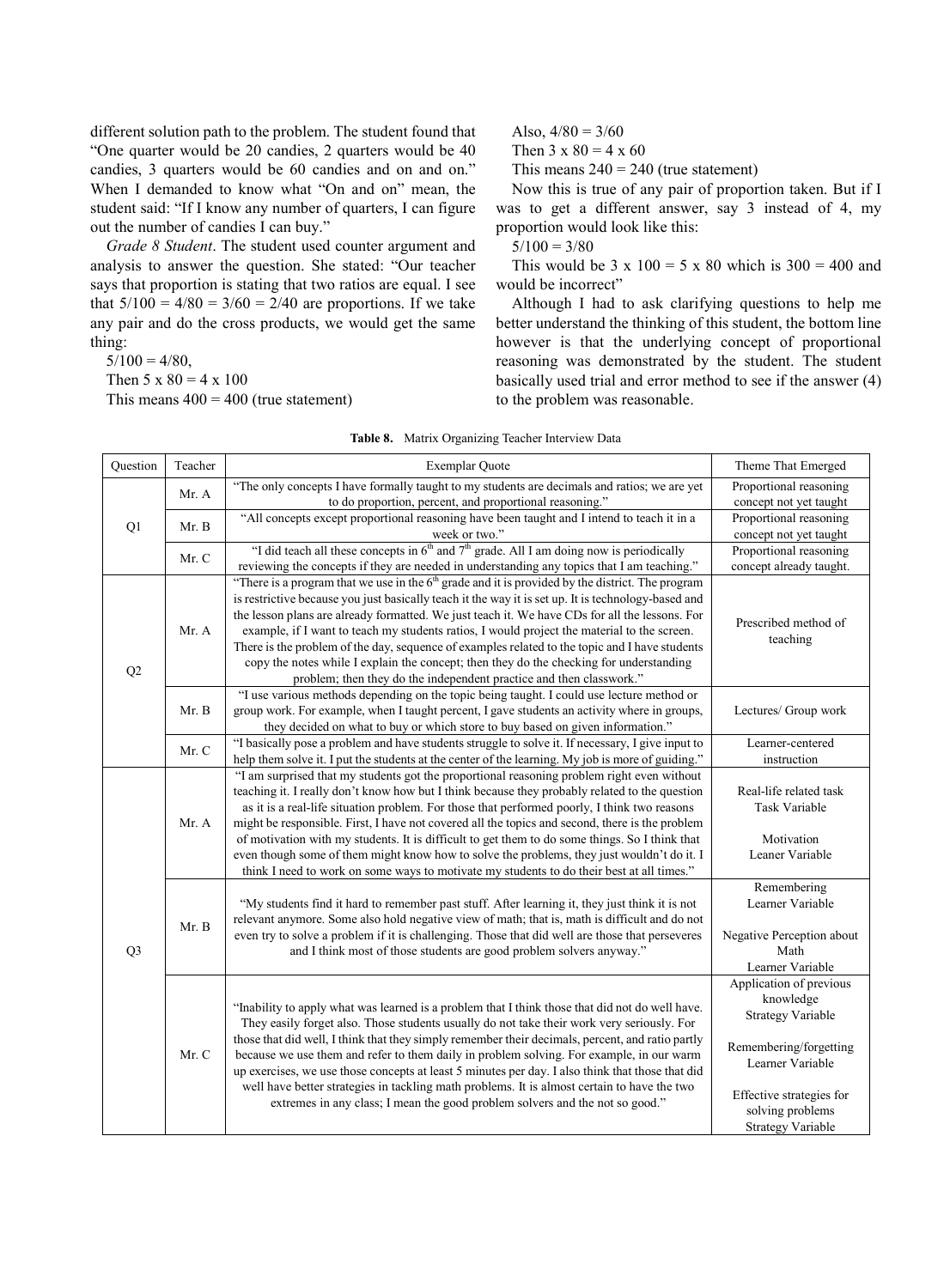different solution path to the problem. The student found that "One quarter would be 20 candies, 2 quarters would be 40 candies, 3 quarters would be 60 candies and on and on." When I demanded to know what "On and on" mean, the student said: "If I know any number of quarters, I can figure out the number of candies I can buy."

*Grade 8 Student*. The student used counter argument and analysis to answer the question. She stated: "Our teacher says that proportion is stating that two ratios are equal. I see that $5/100 = 4/80 = 3/60 = 2/40$ are proportions. If we take any pair and do the cross products, we would get the same thing:

$5/100 = 4/80$,

Then $5 \times 80 = 4 \times 100$

This means $400 = 400$ (true statement)

Also, $4/80 = 3/60$

Then $3 \times 80 = 4 \times 60$

This means $240 = 240$ (true statement)

Now this is true of any pair of proportion taken. But if I was to get a different answer, say 3 instead of 4, my proportion would look like this:

$5/100 = 3/80$

This would be $3 \times 100 = 5 \times 80$ which is $300 = 400$ and would be incorrect"

Although I had to ask clarifying questions to help me better understand the thinking of this student, the bottom line however is that the underlying concept of proportional reasoning was demonstrated by the student. The student basically used trial and error method to see if the answer (4) to the problem was reasonable.

**Table 8.** Matrix Organizing Teacher Interview Data

| Question | Teacher | Exemplar Quote | Theme That Emerged |
|---|---|---|---|
| Q1 | Mr. A | "The only concepts I have formally taught to my students are decimals and ratios; we are yet to do proportion, percent, and proportional reasoning." | Proportional reasoning concept not yet taught |
| | Mr. B | "All concepts except proportional reasoning have been taught and I intend to teach it in a week or two." | Proportional reasoning concept not yet taught |
| | Mr. C | "I did teach all these concepts in 6th and 7th grade. All I am doing now is periodically reviewing the concepts if they are needed in understanding any topics that I am teaching." | Proportional reasoning concept already taught. |
| Q2 | Mr. A | "There is a program that we use in the 6th grade and it is provided by the district. The program is restrictive because you just basically teach it the way it is set up. It is technology-based and the lesson plans are already formatted. We just teach it. We have CDs for all the lessons. For example, if I want to teach my students ratios, I would project the material to the screen. There is the problem of the day, sequence of examples related to the topic and I have students copy the notes while I explain the concept; then they do the checking for understanding problem; then they do the independent practice and then classwork." | Prescribed method of teaching |
| | Mr. B | "I use various methods depending on the topic being taught. I could use lecture method or group work. For example, when I taught percent, I gave students an activity where in groups, they decided on what to buy or which store to buy based on given information." | Lectures/ Group work |
| | Mr. C | "I basically pose a problem and have students struggle to solve it. If necessary, I give input to help them solve it. I put the students at the center of the learning. My job is more of guiding." | Learner-centered instruction |
| Q3 | Mr. A | "I am surprised that my students got the proportional reasoning problem right even without teaching it. I really don't know how but I think because they probably related to the question as it is a real-life situation problem. For those that performed poorly, I think two reasons might be responsible. First, I have not covered all the topics and second, there is the problem of motivation with my students. It is difficult to get them to do some things. So I think that even though some of them might know how to solve the problems, they just wouldn't do it. I think I need to work on some ways to motivate my students to do their best at all times." | Real-life related task<br>Task Variable<br><br>Motivation<br>Leaner Variable |
| | Mr. B | "My students find it hard to remember past stuff. After learning it, they just think it is not relevant anymore. Some also hold negative view of math; that is, math is difficult and do not even try to solve a problem if it is challenging. Those that did well are those that perseveres and I think most of those students are good problem solvers anyway." | Remembering<br>Learner Variable<br><br>Negative Perception about Math<br>Learner Variable |
| | Mr. C | "Inability to apply what was learned is a problem that I think those that did not do well have. They easily forget also. Those students usually do not take their work very seriously. For those that did well, I think that they simply remember their decimals, percent, and ratio partly because we use them and refer to them daily in problem solving. For example, in our warm up exercises, we use those concepts at least 5 minutes per day. I also think that those that did well have better strategies in tackling math problems. It is almost certain to have the two extremes in any class; I mean the good problem solvers and the not so good." | Application of previous knowledge<br>Strategy Variable<br><br>Remembering/forgetting<br>Learner Variable<br><br>Effective strategies for solving problems<br>Strategy Variable |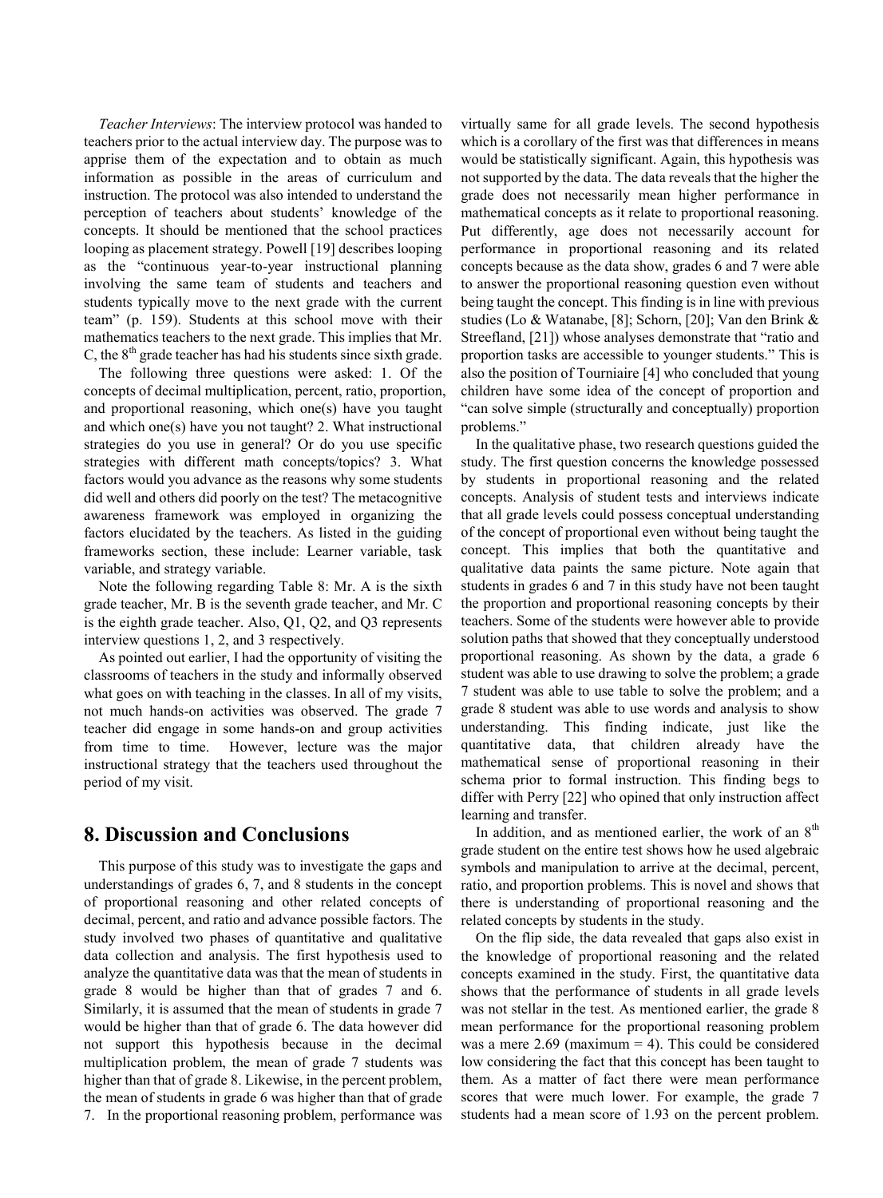*Teacher Interviews*: The interview protocol was handed to teachers prior to the actual interview day. The purpose was to apprise them of the expectation and to obtain as much information as possible in the areas of curriculum and instruction. The protocol was also intended to understand the perception of teachers about students' knowledge of the concepts. It should be mentioned that the school practices looping as placement strategy. Powell [19] describes looping as the "continuous year-to-year instructional planning involving the same team of students and teachers and students typically move to the next grade with the current team" (p. 159). Students at this school move with their mathematics teachers to the next grade. This implies that Mr. C, the 8th grade teacher has had his students since sixth grade.

The following three questions were asked: 1. Of the concepts of decimal multiplication, percent, ratio, proportion, and proportional reasoning, which one(s) have you taught and which one(s) have you not taught? 2. What instructional strategies do you use in general? Or do you use specific strategies with different math concepts/topics? 3. What factors would you advance as the reasons why some students did well and others did poorly on the test? The metacognitive awareness framework was employed in organizing the factors elucidated by the teachers. As listed in the guiding frameworks section, these include: Learner variable, task variable, and strategy variable.

Note the following regarding Table 8: Mr. A is the sixth grade teacher, Mr. B is the seventh grade teacher, and Mr. C is the eighth grade teacher. Also, Q1, Q2, and Q3 represents interview questions 1, 2, and 3 respectively.

As pointed out earlier, I had the opportunity of visiting the classrooms of teachers in the study and informally observed what goes on with teaching in the classes. In all of my visits, not much hands-on activities was observed. The grade 7 teacher did engage in some hands-on and group activities from time to time. However, lecture was the major instructional strategy that the teachers used throughout the period of my visit.

## 8. Discussion and Conclusions

This purpose of this study was to investigate the gaps and understandings of grades 6, 7, and 8 students in the concept of proportional reasoning and other related concepts of decimal, percent, and ratio and advance possible factors. The study involved two phases of quantitative and qualitative data collection and analysis. The first hypothesis used to analyze the quantitative data was that the mean of students in grade 8 would be higher than that of grades 7 and 6. Similarly, it is assumed that the mean of students in grade 7 would be higher than that of grade 6. The data however did not support this hypothesis because in the decimal multiplication problem, the mean of grade 7 students was higher than that of grade 8. Likewise, in the percent problem, the mean of students in grade 6 was higher than that of grade 7. In the proportional reasoning problem, performance was virtually same for all grade levels. The second hypothesis which is a corollary of the first was that differences in means would be statistically significant. Again, this hypothesis was not supported by the data. The data reveals that the higher the grade does not necessarily mean higher performance in mathematical concepts as it relate to proportional reasoning. Put differently, age does not necessarily account for performance in proportional reasoning and its related concepts because as the data show, grades 6 and 7 were able to answer the proportional reasoning question even without being taught the concept. This finding is in line with previous studies (Lo & Watanabe, [8]; Schorn, [20]; Van den Brink & Streefland, [21]) whose analyses demonstrate that "ratio and proportion tasks are accessible to younger students." This is also the position of Tourniaire [4] who concluded that young children have some idea of the concept of proportion and "can solve simple (structurally and conceptually) proportion problems."

In the qualitative phase, two research questions guided the study. The first question concerns the knowledge possessed by students in proportional reasoning and the related concepts. Analysis of student tests and interviews indicate that all grade levels could possess conceptual understanding of the concept of proportional even without being taught the concept. This implies that both the quantitative and qualitative data paints the same picture. Note again that students in grades 6 and 7 in this study have not been taught the proportion and proportional reasoning concepts by their teachers. Some of the students were however able to provide solution paths that showed that they conceptually understood proportional reasoning. As shown by the data, a grade 6 student was able to use drawing to solve the problem; a grade 7 student was able to use table to solve the problem; and a grade 8 student was able to use words and analysis to show understanding. This finding indicate, just like the quantitative data, that children already have the mathematical sense of proportional reasoning in their schema prior to formal instruction. This finding begs to differ with Perry [22] who opined that only instruction affect learning and transfer.

In addition, and as mentioned earlier, the work of an 8th grade student on the entire test shows how he used algebraic symbols and manipulation to arrive at the decimal, percent, ratio, and proportion problems. This is novel and shows that there is understanding of proportional reasoning and the related concepts by students in the study.

On the flip side, the data revealed that gaps also exist in the knowledge of proportional reasoning and the related concepts examined in the study. First, the quantitative data shows that the performance of students in all grade levels was not stellar in the test. As mentioned earlier, the grade 8 mean performance for the proportional reasoning problem was a mere 2.69 (maximum = 4). This could be considered low considering the fact that this concept has been taught to them. As a matter of fact there were mean performance scores that were much lower. For example, the grade 7 students had a mean score of 1.93 on the percent problem.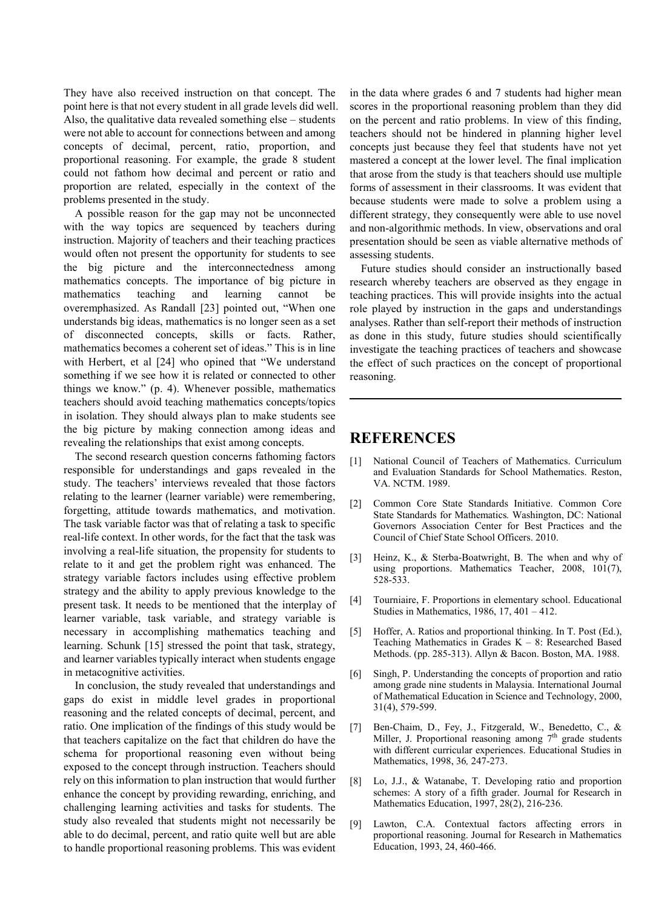They have also received instruction on that concept. The point here is that not every student in all grade levels did well. Also, the qualitative data revealed something else – students were not able to account for connections between and among concepts of decimal, percent, ratio, proportion, and proportional reasoning. For example, the grade 8 student could not fathom how decimal and percent or ratio and proportion are related, especially in the context of the problems presented in the study.

A possible reason for the gap may not be unconnected with the way topics are sequenced by teachers during instruction. Majority of teachers and their teaching practices would often not present the opportunity for students to see the big picture and the interconnectedness among mathematics concepts. The importance of big picture in mathematics teaching and learning cannot be overemphasized. As Randall [23] pointed out, "When one understands big ideas, mathematics is no longer seen as a set of disconnected concepts, skills or facts. Rather, mathematics becomes a coherent set of ideas." This is in line with Herbert, et al [24] who opined that "We understand something if we see how it is related or connected to other things we know." (p. 4). Whenever possible, mathematics teachers should avoid teaching mathematics concepts/topics in isolation. They should always plan to make students see the big picture by making connection among ideas and revealing the relationships that exist among concepts.

The second research question concerns fathoming factors responsible for understandings and gaps revealed in the study. The teachers' interviews revealed that those factors relating to the learner (learner variable) were remembering, forgetting, attitude towards mathematics, and motivation. The task variable factor was that of relating a task to specific real-life context. In other words, for the fact that the task was involving a real-life situation, the propensity for students to relate to it and get the problem right was enhanced. The strategy variable factors includes using effective problem strategy and the ability to apply previous knowledge to the present task. It needs to be mentioned that the interplay of learner variable, task variable, and strategy variable is necessary in accomplishing mathematics teaching and learning. Schunk [15] stressed the point that task, strategy, and learner variables typically interact when students engage in metacognitive activities.

In conclusion, the study revealed that understandings and gaps do exist in middle level grades in proportional reasoning and the related concepts of decimal, percent, and ratio. One implication of the findings of this study would be that teachers capitalize on the fact that children do have the schema for proportional reasoning even without being exposed to the concept through instruction. Teachers should rely on this information to plan instruction that would further enhance the concept by providing rewarding, enriching, and challenging learning activities and tasks for students. The study also revealed that students might not necessarily be able to do decimal, percent, and ratio quite well but are able to handle proportional reasoning problems. This was evident in the data where grades 6 and 7 students had higher mean scores in the proportional reasoning problem than they did on the percent and ratio problems. In view of this finding, teachers should not be hindered in planning higher level concepts just because they feel that students have not yet mastered a concept at the lower level. The final implication that arose from the study is that teachers should use multiple forms of assessment in their classrooms. It was evident that because students were made to solve a problem using a different strategy, they consequently were able to use novel and non-algorithmic methods. In view, observations and oral presentation should be seen as viable alternative methods of assessing students.

Future studies should consider an instructionally based research whereby teachers are observed as they engage in teaching practices. This will provide insights into the actual role played by instruction in the gaps and understandings analyses. Rather than self-report their methods of instruction as done in this study, future studies should scientifically investigate the teaching practices of teachers and showcase the effect of such practices on the concept of proportional reasoning.

## REFERENCES

[1] National Council of Teachers of Mathematics. Curriculum and Evaluation Standards for School Mathematics. Reston, VA. NCTM. 1989.

[2] Common Core State Standards Initiative. Common Core State Standards for Mathematics. Washington, DC: National Governors Association Center for Best Practices and the Council of Chief State School Officers. 2010.

[3] Heinz, K., & Sterba-Boatwright, B. The when and why of using proportions. Mathematics Teacher, 2008, 101(7), 528-533.

[4] Tourniaire, F. Proportions in elementary school. Educational Studies in Mathematics, 1986, 17, 401 – 412.

[5] Hoffer, A. Ratios and proportional thinking. In T. Post (Ed.), Teaching Mathematics in Grades K – 8: Researched Based Methods. (pp. 285-313). Allyn & Bacon. Boston, MA. 1988.

[6] Singh, P. Understanding the concepts of proportion and ratio among grade nine students in Malaysia. International Journal of Mathematical Education in Science and Technology, 2000, 31(4), 579-599.

[7] Ben-Chaim, D., Fey, J., Fitzgerald, W., Benedetto, C., & Miller, J. Proportional reasoning among 7th grade students with different curricular experiences. Educational Studies in Mathematics, 1998, 36, 247-273.

[8] Lo, J.J., & Watanabe, T. Developing ratio and proportion schemes: A story of a fifth grader. Journal for Research in Mathematics Education, 1997, 28(2), 216-236.

[9] Lawton, C.A. Contextual factors affecting errors in proportional reasoning. Journal for Research in Mathematics Education, 1993, 24, 460-466.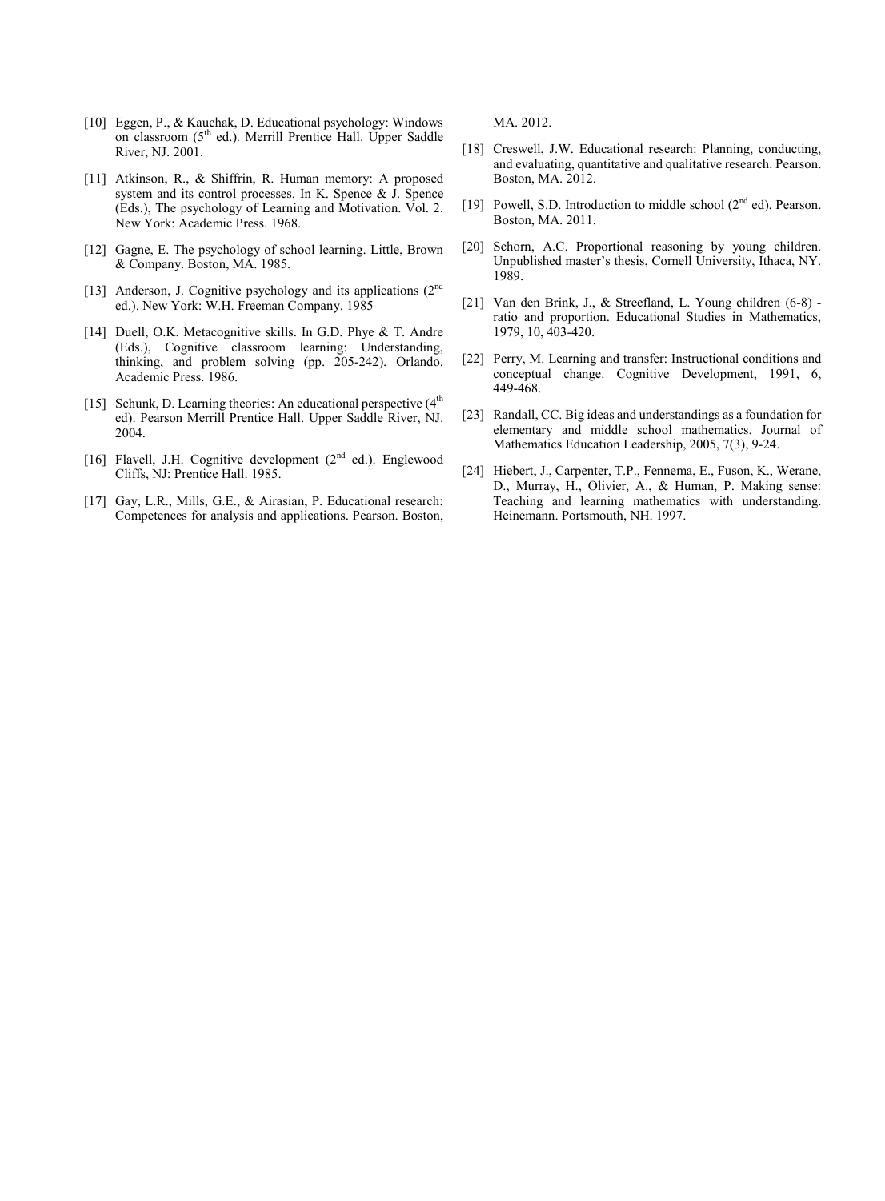[10] Eggen, P., & Kauchak, D. Educational psychology: Windows on classroom (5th ed.). Merrill Prentice Hall. Upper Saddle River, NJ. 2001.

[11] Atkinson, R., & Shiffrin, R. Human memory: A proposed system and its control processes. In K. Spence & J. Spence (Eds.), The psychology of Learning and Motivation. Vol. 2. New York: Academic Press. 1968.

[12] Gagne, E. The psychology of school learning. Little, Brown & Company. Boston, MA. 1985.

[13] Anderson, J. Cognitive psychology and its applications (2nd ed.). New York: W.H. Freeman Company. 1985

[14] Duell, O.K. Metacognitive skills. In G.D. Phye & T. Andre (Eds.), Cognitive classroom learning: Understanding, thinking, and problem solving (pp. 205-242). Orlando. Academic Press. 1986.

[15] Schunk, D. Learning theories: An educational perspective (4th ed). Pearson Merrill Prentice Hall. Upper Saddle River, NJ. 2004.

[16] Flavell, J.H. Cognitive development (2nd ed.). Englewood Cliffs, NJ: Prentice Hall. 1985.

[17] Gay, L.R., Mills, G.E., & Airasian, P. Educational research: Competences for analysis and applications. Pearson. Boston, MA. 2012.

[18] Creswell, J.W. Educational research: Planning, conducting, and evaluating, quantitative and qualitative research. Pearson. Boston, MA. 2012.

[19] Powell, S.D. Introduction to middle school (2nd ed). Pearson. Boston, MA. 2011.

[20] Schorn, A.C. Proportional reasoning by young children. Unpublished master's thesis, Cornell University, Ithaca, NY. 1989.

[21] Van den Brink, J., & Streefland, L. Young children (6-8) - ratio and proportion. Educational Studies in Mathematics, 1979, 10, 403-420.

[22] Perry, M. Learning and transfer: Instructional conditions and conceptual change. Cognitive Development, 1991, 6, 449-468.

[23] Randall, CC. Big ideas and understandings as a foundation for elementary and middle school mathematics. Journal of Mathematics Education Leadership, 2005, 7(3), 9-24.

[24] Hiebert, J., Carpenter, T.P., Fennema, E., Fuson, K., Werane, D., Murray, H., Olivier, A., & Human, P. Making sense: Teaching and learning mathematics with understanding. Heinemann. Portsmouth, NH. 1997.